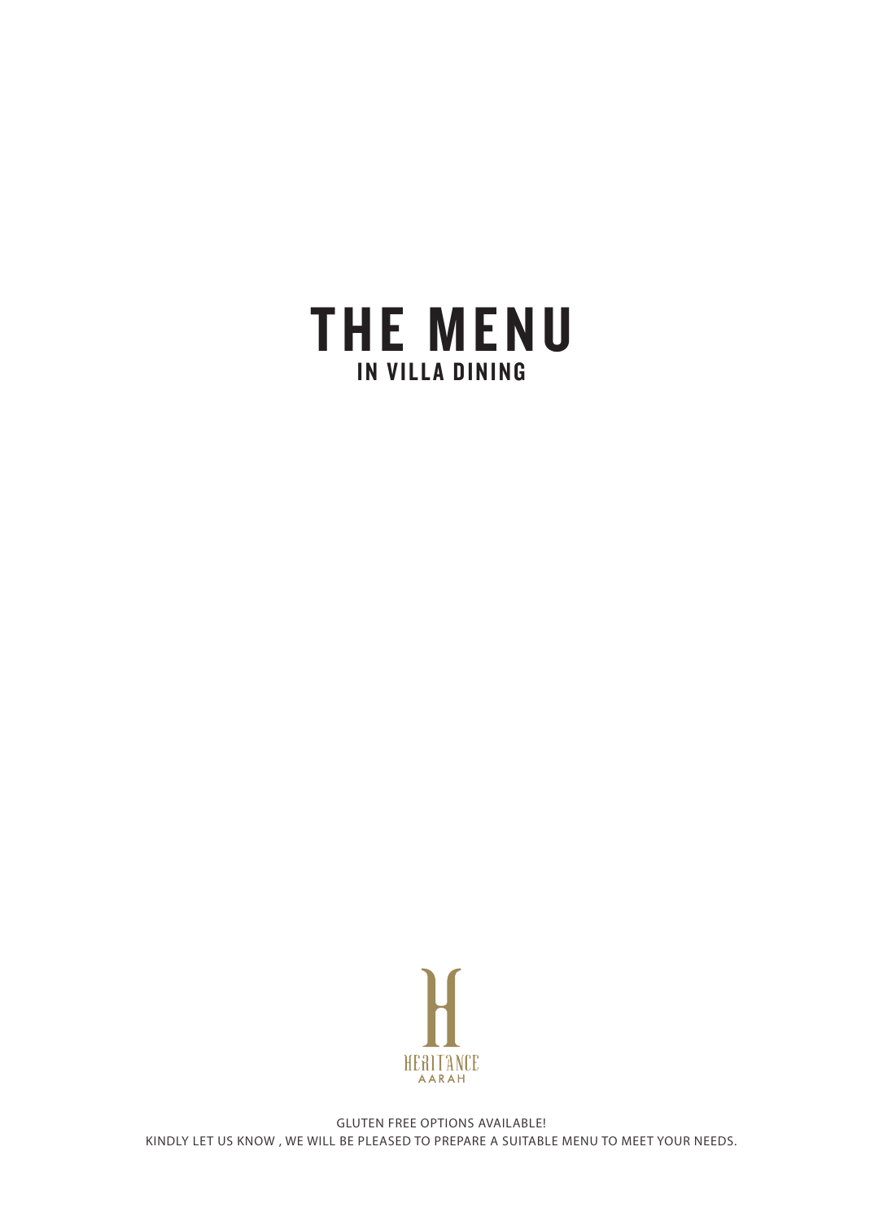# THE MENU

## IN VILLA DINING

HERITANCE
AARAH

GLUTEN FREE OPTIONS AVAILABLE!
KINDLY LET US KNOW , WE WILL BE PLEASED TO PREPARE A SUITABLE MENU TO MEET YOUR NEEDS.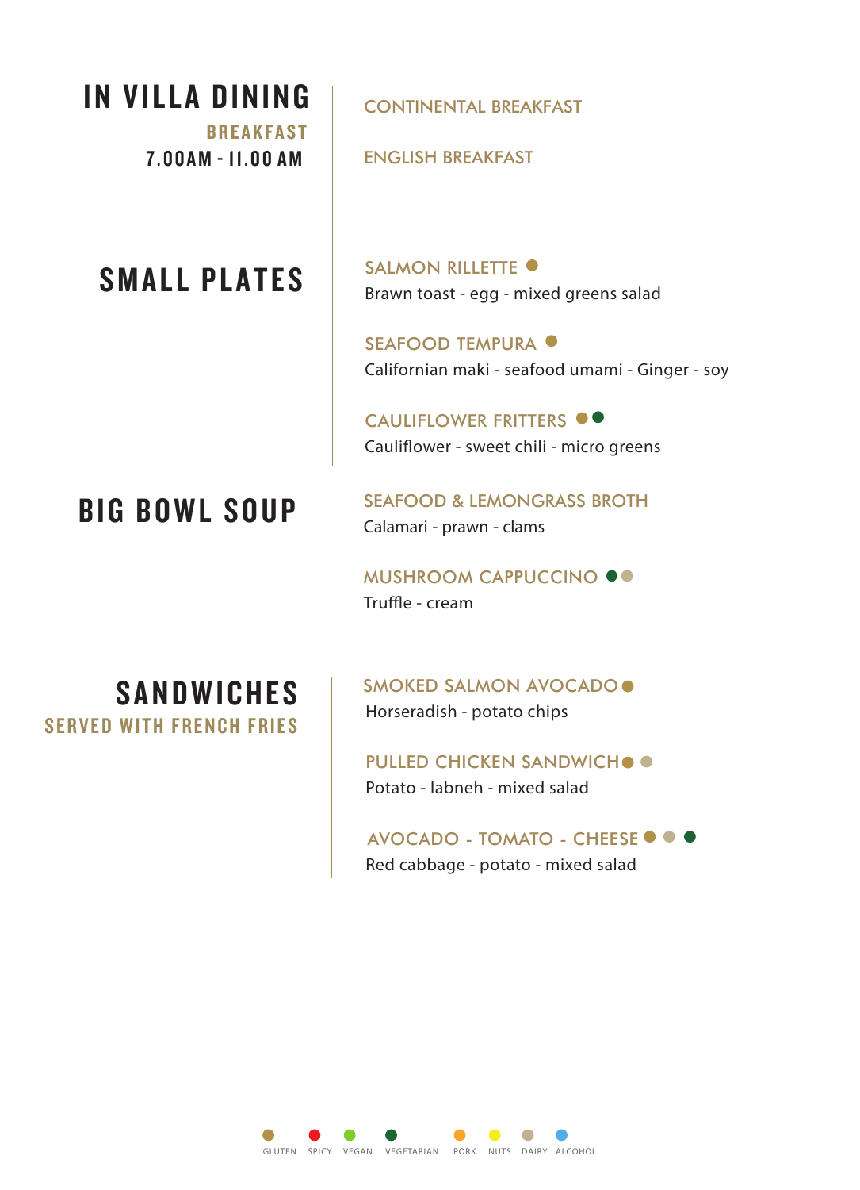# IN VILLA DINING

## BREAKFAST
7.00AM - 11.00 AM

CONTINENTAL BREAKFAST

ENGLISH BREAKFAST

## SMALL PLATES

SALMON RILLETTE ● (Gluten)
Brawn toast - egg - mixed greens salad

SEAFOOD TEMPURA ● (Gluten)
Californian maki - seafood umami - Ginger - soy

CAULIFLOWER FRITTERS ●● (Gluten, Vegetarian)
Cauliflower - sweet chili - micro greens

## BIG BOWL SOUP

SEAFOOD & LEMONGRASS BROTH
Calamari - prawn - clams

MUSHROOM CAPPUCCINO ●● (Vegetarian, Dairy)
Truffle - cream

## SANDWICHES
SERVED WITH FRENCH FRIES

SMOKED SALMON AVOCADO ● (Gluten)
Horseradish - potato chips

PULLED CHICKEN SANDWICH ●● (Gluten, Dairy)
Potato - labneh - mixed salad

AVOCADO - TOMATO - CHEESE ●●● (Gluten, Dairy, Vegetarian)
Red cabbage - potato - mixed salad

GLUTEN SPICY VEGAN VEGETARIAN PORK NUTS DAIRY ALCOHOL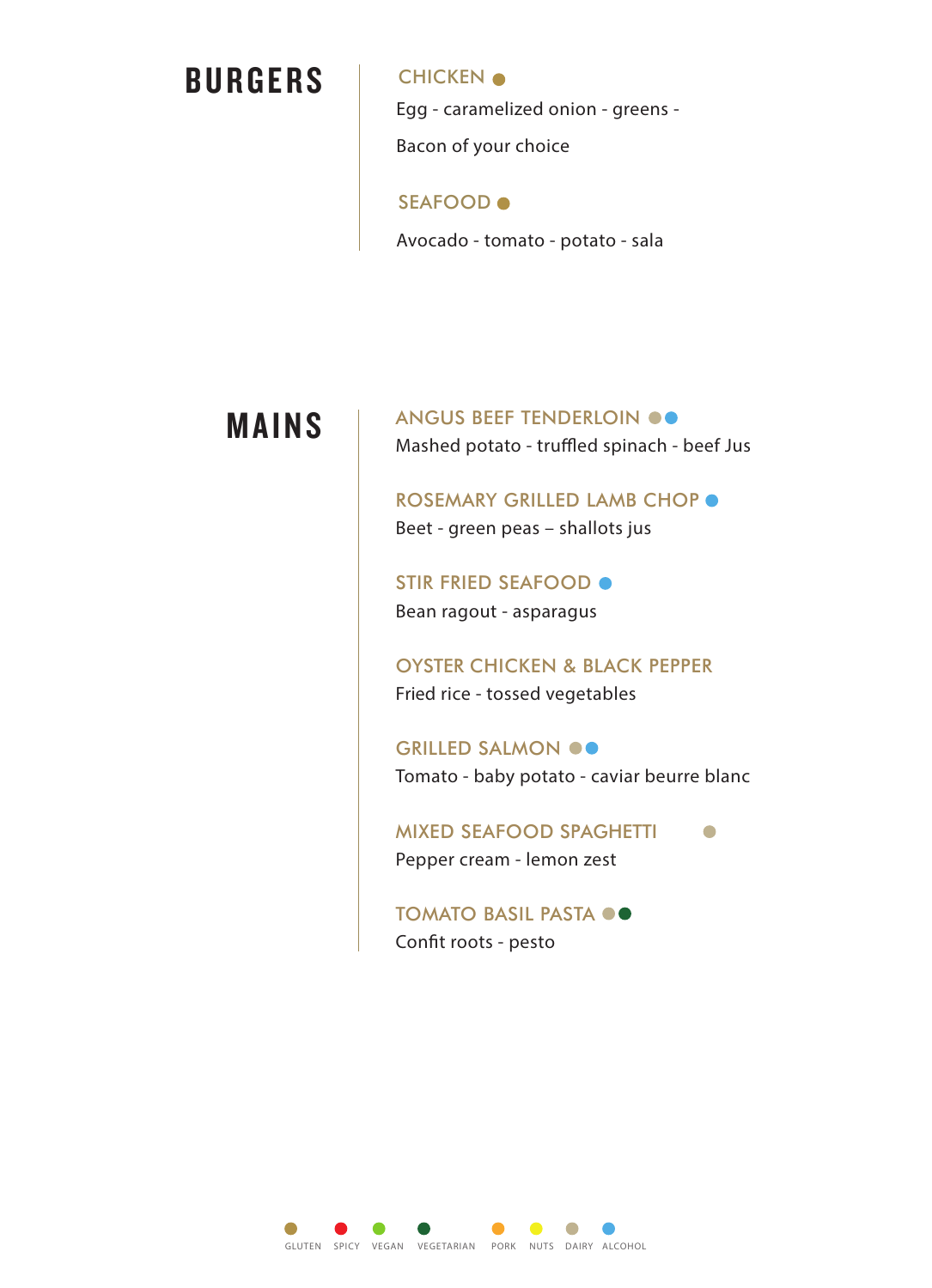# BURGERS

### CHICKEN ●

Egg - caramelized onion - greens -

Bacon of your choice

### SEAFOOD ●

Avocado - tomato - potato - sala

# MAINS

### ANGUS BEEF TENDERLOIN ●●

Mashed potato - truffled spinach - beef Jus

### ROSEMARY GRILLED LAMB CHOP ●

Beet - green peas – shallots jus

### STIR FRIED SEAFOOD ●

Bean ragout - asparagus

### OYSTER CHICKEN & BLACK PEPPER

Fried rice - tossed vegetables

### GRILLED SALMON ●●

Tomato - baby potato - caviar beurre blanc

### MIXED SEAFOOD SPAGHETTI ●

Pepper cream - lemon zest

### TOMATO BASIL PASTA ●●

Confit roots - pesto

● GLUTEN ● SPICY ● VEGAN ● VEGETARIAN ● PORK ● NUTS ● DAIRY ● ALCOHOL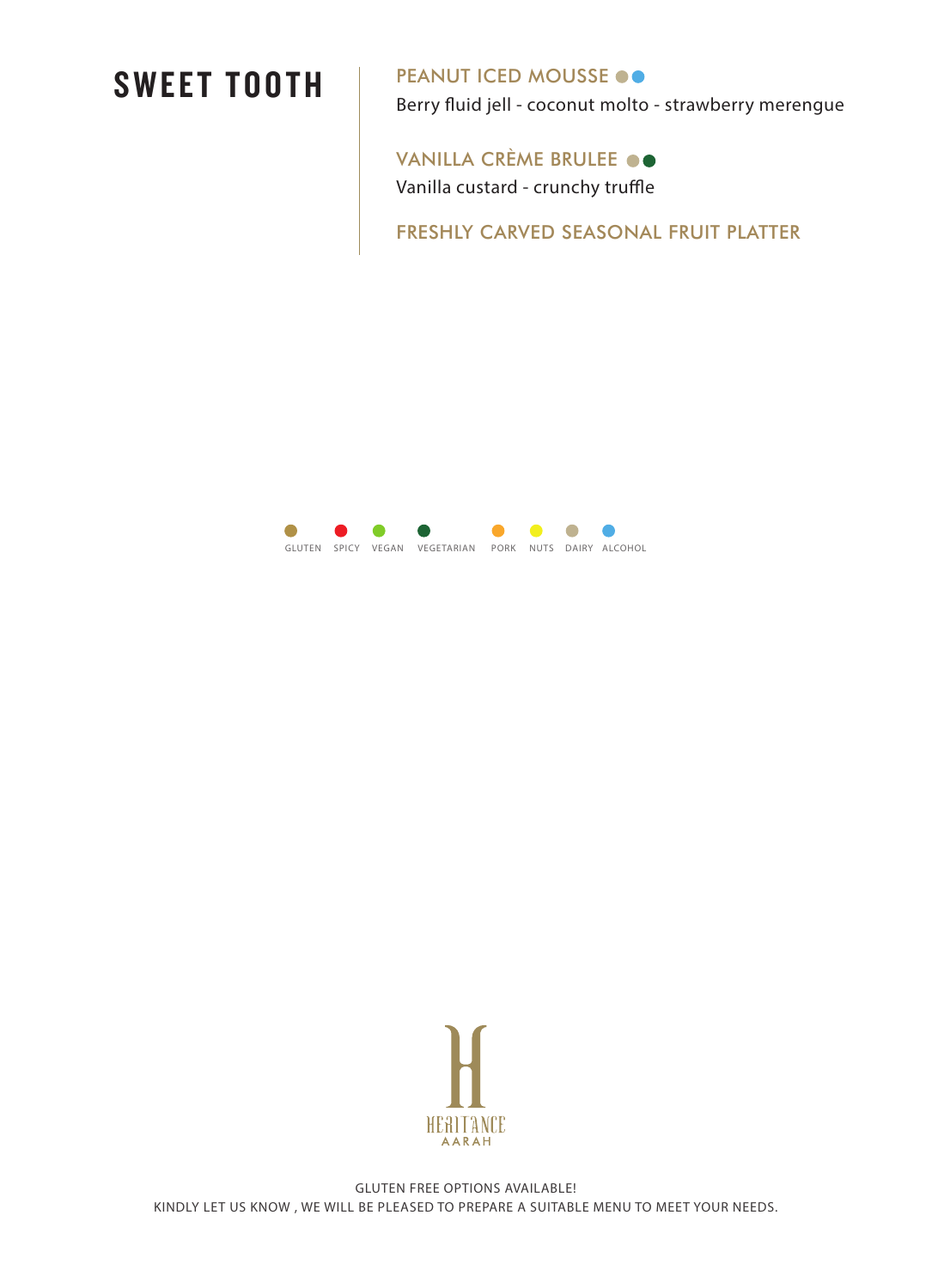# SWEET TOOTH

### PEANUT ICED MOUSSE ● ●

Berry fluid jell - coconut molto - strawberry merengue

### VANILLA CRÈME BRULEE ● ●

Vanilla custard - crunchy truffle

### FRESHLY CARVED SEASONAL FRUIT PLATTER

● GLUTEN ● SPICY ● VEGAN ● VEGETARIAN ● PORK ● NUTS ● DAIRY ● ALCOHOL

HERITANCE
AARAH

GLUTEN FREE OPTIONS AVAILABLE!
KINDLY LET US KNOW , WE WILL BE PLEASED TO PREPARE A SUITABLE MENU TO MEET YOUR NEEDS.